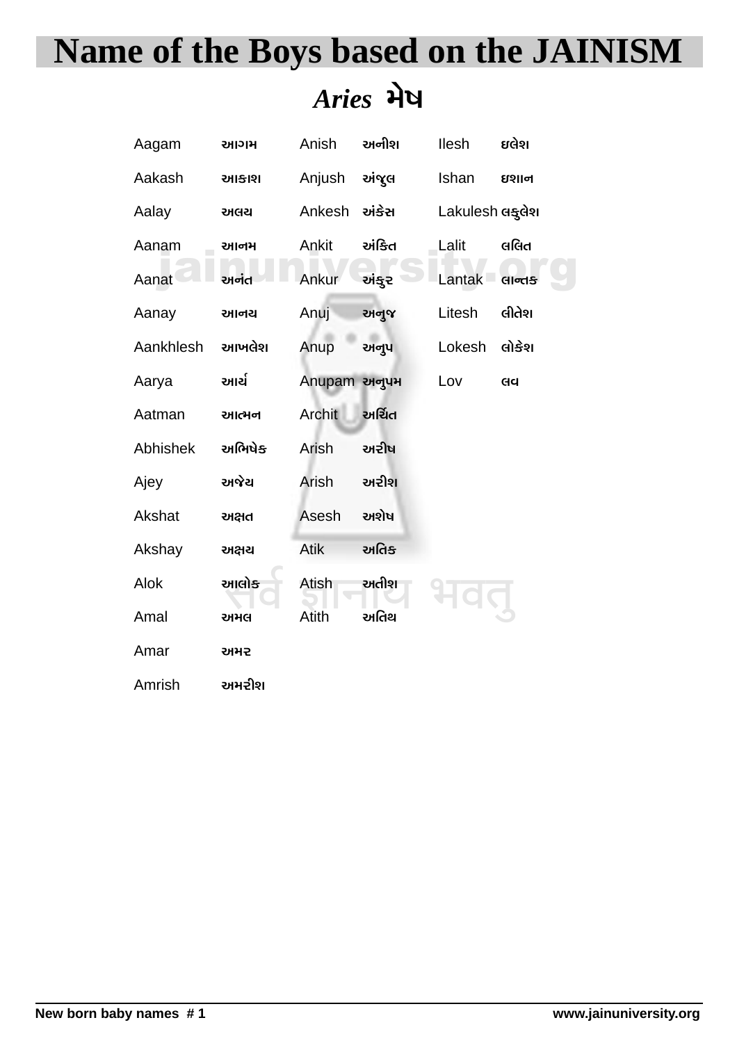# Name of the Boys based on the JAININSM

## *Aries* મેષ

| | | | | | |
|---|---|---|---|---|---|
| Aagam | આગમ | Anish | અનીશ | Ilesh | ઇલેશ |
| Aakash | આકાશ | Anjush | અંજુલ | Ishan | ઇશાન |
| Aalay | અલય | Ankesh | અંકેસ | Lakulesh | લકુલેશ |
| Aanam | આનમ | Ankit | અંકિત | Lalit | લલિત |
| Aanat | અનંત | Ankur | અંકુર | Lantak | લાન્તક |
| Aanay | આનય | Anuj | અનુજ | Litesh | લીતેશ |
| Aankhlesh | આખલેશ | Anup | અનુપ | Lokesh | લોકેશ |
| Aarya | આર્ય | Anupam | અનુપમ | Lov | લવ |
| Aatman | આત્મન | Archit | અર્ચિત | | |
| Abhishek | અભિષેક | Arish | અરીષ | | |
| Ajey | અજેય | Arish | અરીશ | | |
| Akshat | અક્ષત | Asesh | અશેષ | | |
| Akshay | અક્ષય | Atik | અતિક | | |
| Alok | આલોક | Atish | અતીશ | | |
| Amal | અમલ | Atith | અતિથ | | |
| Amar | અમર | | | | |
| Amrish | અમરીશ | | | | |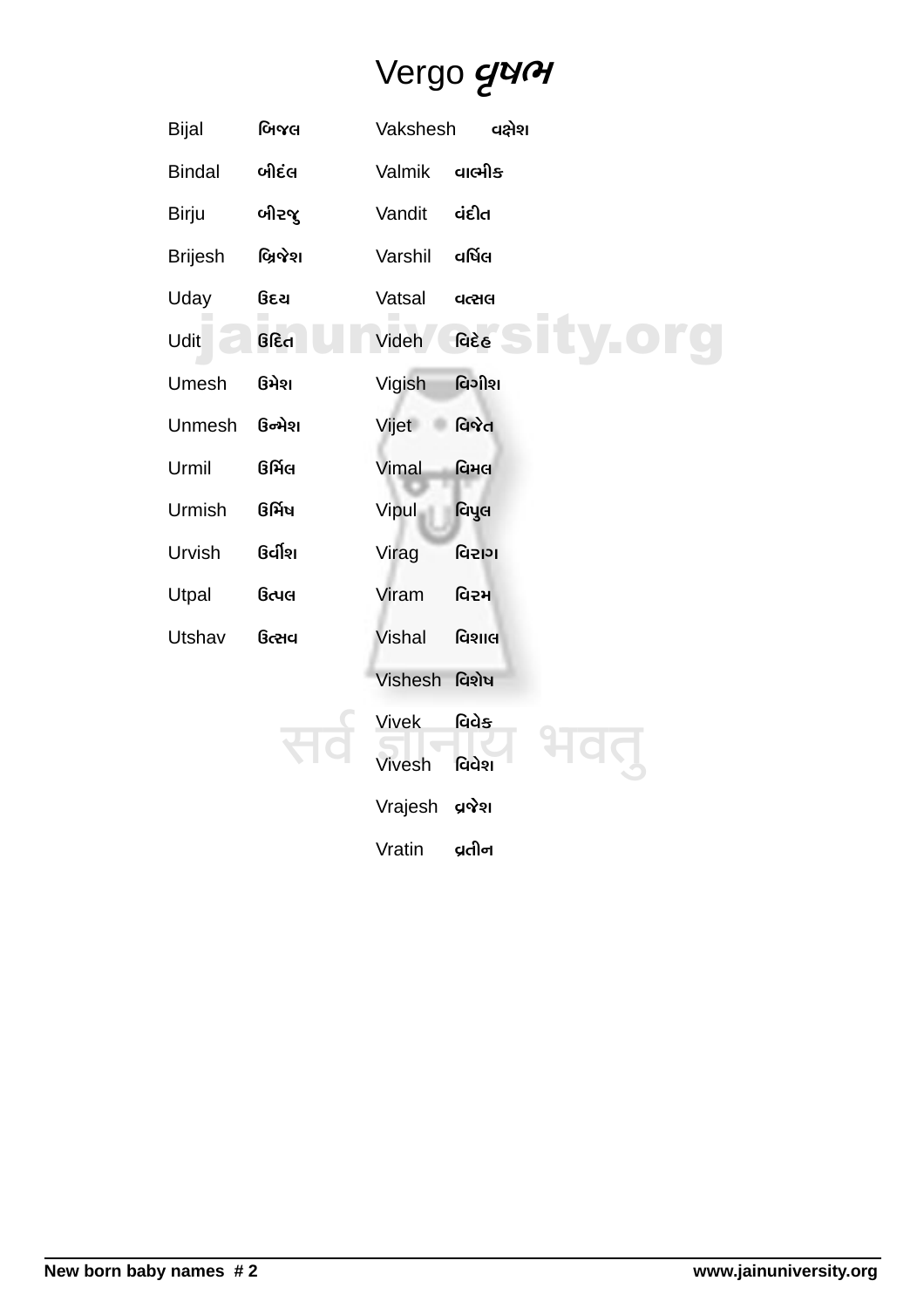# Vergo વૃષભ

| | | | |
|---|---|---|---|
| Bijal | બિજલ | Vakshesh | વક્ષેશ |
| Bindal | બીદંલ | Valmik | વાલ્મીક |
| Birju | બીરજુ | Vandit | વંદીત |
| Brijesh | બ્રિજેશ | Varshil | વર્ષિલ |
| Uday | ઉદય | Vatsal | વત્સલ |
| Udit | ઉદિત | Videh | વિદેહ |
| Umesh | ઉમેશ | Vigish | વિગીશ |
| Unmesh | ઉન્મેશ | Vijet | વિજેત |
| Urmil | ઉર્મિલ | Vimal | વિમલ |
| Urmish | ઉર્મિષ | Vipul | વિપુલ |
| Urvish | ઉર્વીશ | Virag | વિરાગ |
| Utpal | ઉત્પલ | Viram | વિરમ |
| Utshav | ઉત્સવ | Vishal | વિશાલ |
| | | Vishesh | વિશેષ |
| | | Vivek | વિવેક |
| | | Vivesh | વિવેશ |
| | | Vrajesh | વ્રજેશ |
| | | Vratin | વ્રતીન |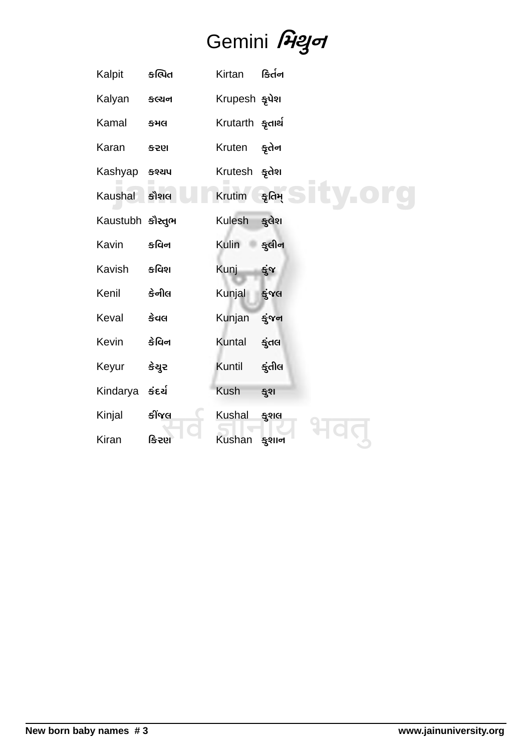# Gemini મિથુન

| | | | |
|---|---|---|---|
| Kalpit | કલ્પિત | Kirtan | કિર્તન |
| Kalyan | કલ્યન | Krupesh | કૃપેશ |
| Kamal | કમલ | Krutarth | કૃતાર્થ |
| Karan | કરણ | Kruten | કૃતેન |
| Kashyap | કશ્યપ | Krutesh | કૃતેશ |
| Kaushal | કૌશલ | Krutim | કૃતિમ્ |
| Kaustubh | કૌસ્તુભ | Kulesh | કુલેશ |
| Kavin | કવિન | Kulin | કુલીન |
| Kavish | કવિશ | Kunj | કુંજ |
| Kenil | કેનીલ | Kunjal | કુંજલ |
| Keval | કેવલ | Kunjan | કુંજન |
| Kevin | કેવિન | Kuntal | કુંતલ |
| Keyur | કેયુર | Kuntil | કુંતીલ |
| Kindarya | કંદર્ય | Kush | કુશ |
| Kinjal | કીંજલ | Kushal | કુશલ |
| Kiran | કિરણ | Kushan | કુશાન |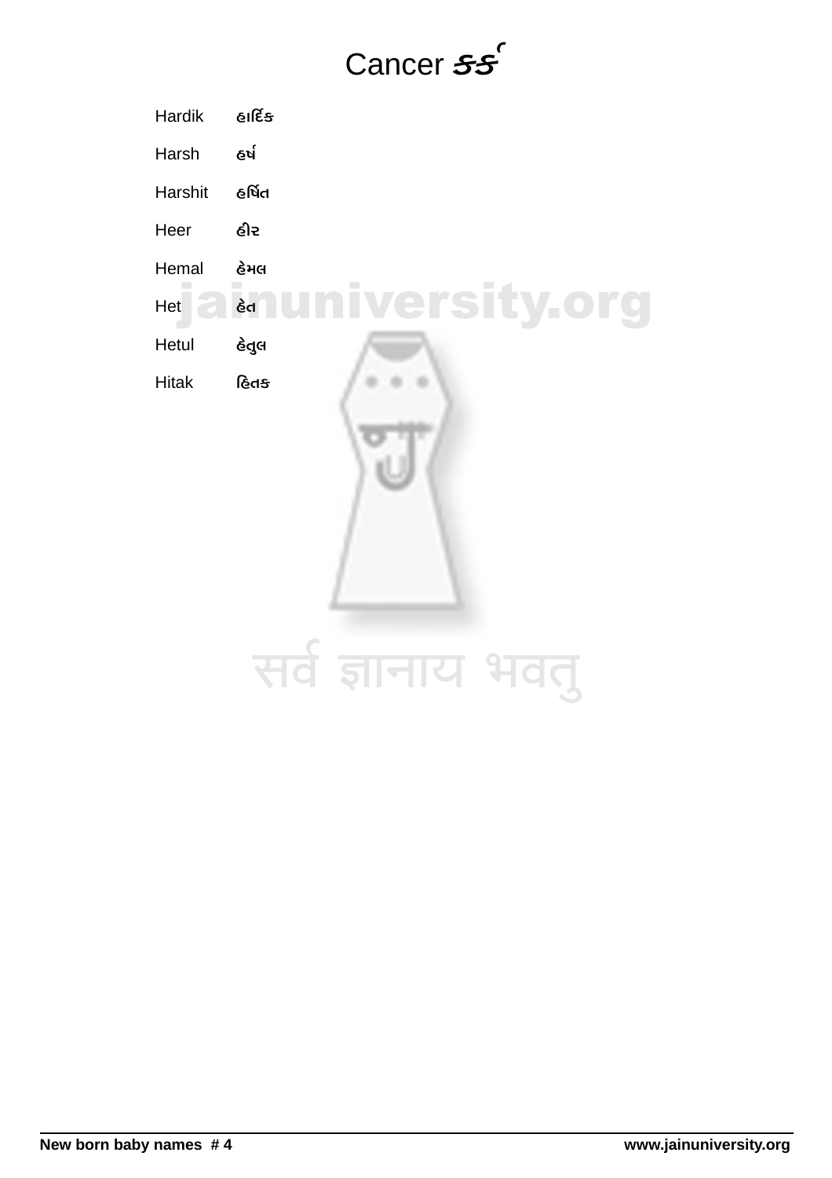# Cancer કર્ક

| | |
|---|---|
| Hardik | હાર્દિક |
| Harsh | હર્ષ |
| Harshit | હર્ષિત |
| Heer | હીર |
| Hemal | હેમલ |
| Het | હેત |
| Hetul | હેતુલ |
| Hitak | હિતક |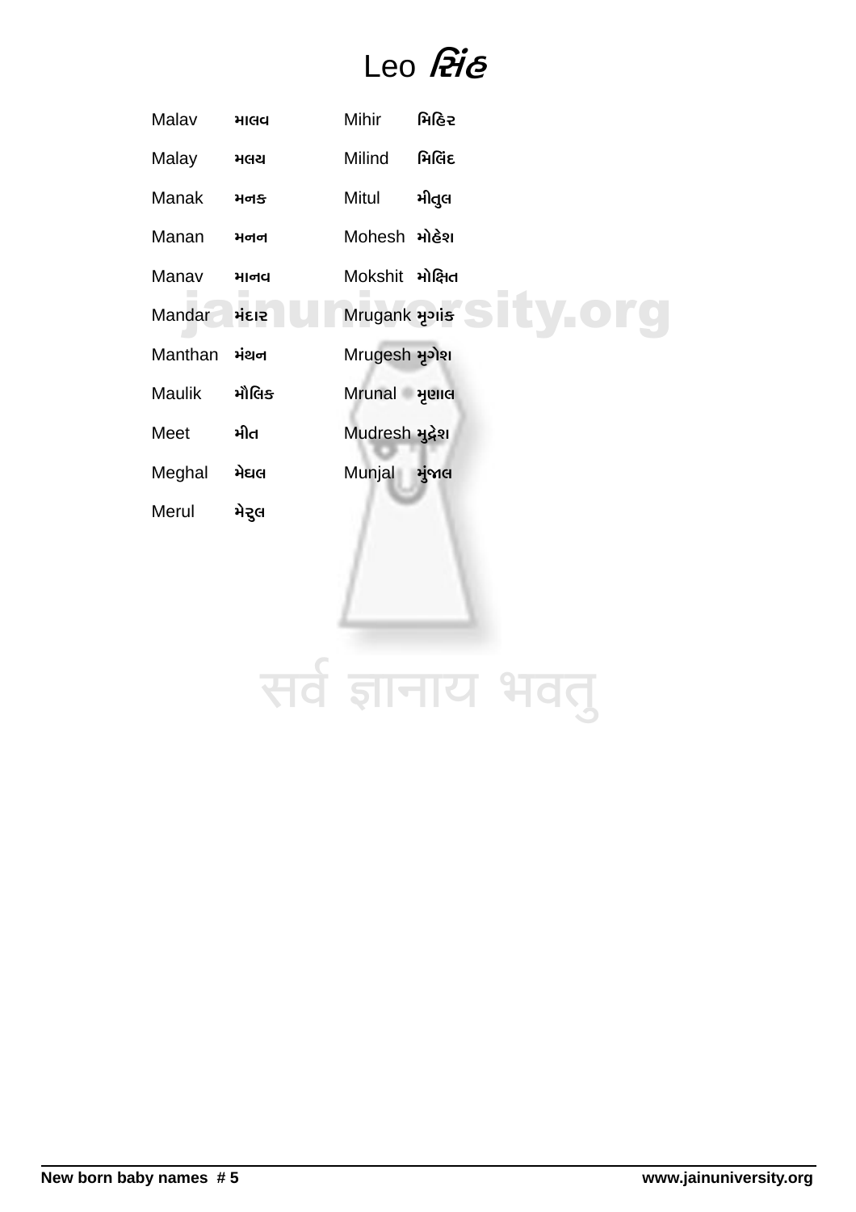# Leo સિંહ

| | | | |
|---|---|---|---|
| Malav | માલવ | Mihir | મિહિર |
| Malay | મલય | Milind | મિલિંદ |
| Manak | મનક | Mitul | મીતુલ |
| Manan | મનન | Mohesh | મોહેશ |
| Manav | માનવ | Mokshit | મોક્ષિત |
| Mandar | મંદાર | Mrugank | મૃગાંક |
| Manthan | મંથન | Mrugesh | મૃગેશ |
| Maulik | મૌલિક | Mrunal | મૃણાલ |
| Meet | મીત | Mudresh | મુદ્રેશ |
| Meghal | મેઘલ | Munjal | મુંજાલ |
| Merul | મેરુલ | | |

सर्व ज्ञानाय भवतु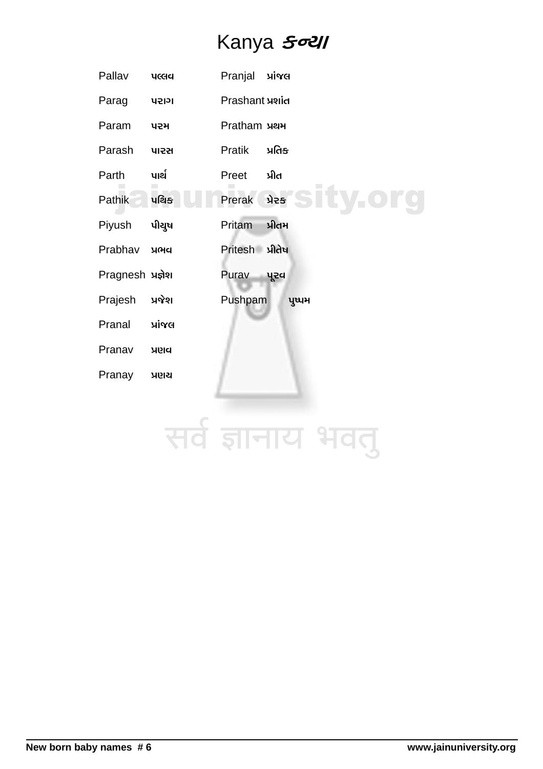# Kanya કન્યા

| | | | |
|---|---|---|---|
| Pallav | પલ્લવ | Pranjal | પ્રાંજલ |
| Parag | પરાગ | Prashant | પ્રશાંત |
| Param | પરમ | Pratham | પ્રથમ |
| Parash | પારસ | Pratik | પ્રતિક |
| Parth | પાર્થ | Preet | પ્રીત |
| Pathik | પથિક | Prerak | પ્રેરક |
| Piyush | પીયુષ | Pritam | પ્રીતમ |
| Prabhav | પ્રભવ | Pritesh | પ્રીતેષ |
| Pragnesh | પ્રજ્ઞેશ | Purav | પૂરવ |
| Prajesh | પ્રજેશ | Pushpam | પુષ્પમ |
| Pranal | પ્રાંજલ | | |
| Pranav | પ્રણવ | | |
| Pranay | પ્રણય | | |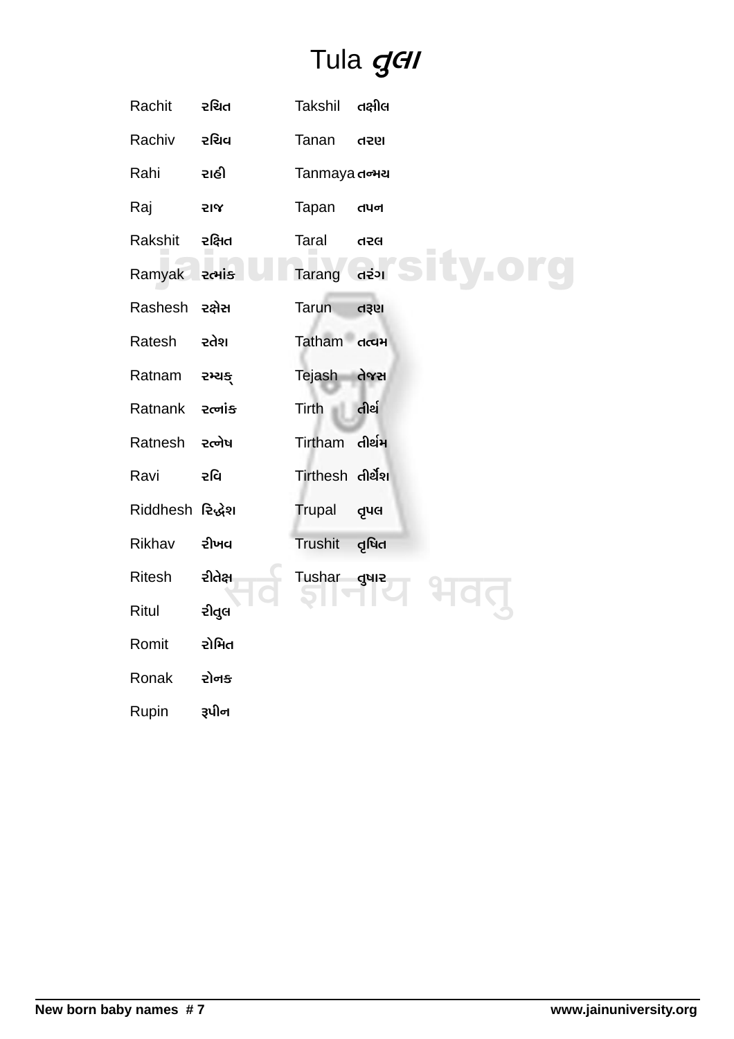# Tula તુલા

| | | | |
|---|---|---|---|
| Rachit | રચિત | Takshil | તક્ષીલ |
| Rachiv | રચિવ | Tanan | તરણ |
| Rahi | રાહી | Tanmaya | તન્મય |
| Raj | રાજ | Tapan | તપન |
| Rakshit | રક્ષિત | Taral | તરલ |
| Ramyak | રત્માંક | Tarang | તરંગ |
| Rashesh | રક્ષેસ | Tarun | તરૂણ |
| Ratesh | રતેશ | Tatham | તત્વમ |
| Ratnam | રમ્યક્ | Tejash | તેજસ |
| Ratnank | રત્નાંક | Tirth | તીર્થ |
| Ratnesh | રત્નેષ | Tirtham | તીર્થમ |
| Ravi | રવિ | Tirthesh | તીર્થેશ |
| Riddhesh | રિદ્ધેશ | Trupal | તૃપલ |
| Rikhav | રીખવ | Trushit | તૃષિત |
| Ritesh | રીતેક્ષ | Tushar | તુષાર |
| Ritul | રીતુલ | | |
| Romit | રોમિત | | |
| Ronak | રોનક | | |
| Rupin | રૂપીન | | |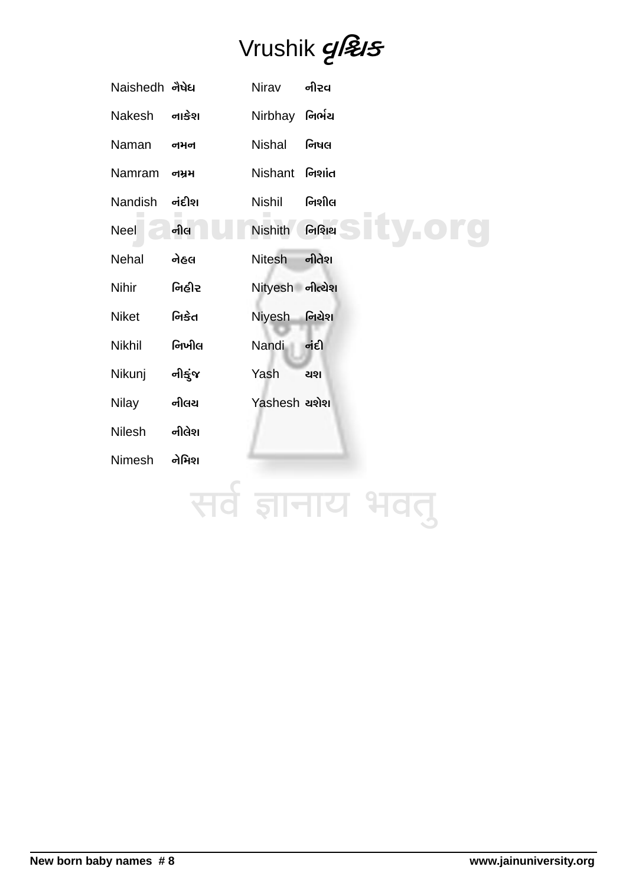# Vrushik વૃશ્ચિક

| | | | |
|---|---|---|---|
| Naishedh | નૈષેધ | Nirav | નીરવ |
| Nakesh | નાકેશ | Nirbhay | નિર્ભય |
| Naman | નમન | Nishal | નિષલ |
| Namram | નમ્રમ | Nishant | નિશાંત |
| Nandish | નંદીશ | Nishil | નિશીલ |
| Neel | નીલ | Nishith | નિશિથ |
| Nehal | નેહલ | Nitesh | નીતેશ |
| Nihir | નિહીર | Nityesh | નીત્યેશ |
| Niket | નિકેત | Niyesh | નિયેશ |
| Nikhil | નિખીલ | Nandi | નંદી |
| Nikunj | નીકુંજ | Yash | યશ |
| Nilay | નીલય | Yashesh | યશેશ |
| Nilesh | નીલેશ | | |
| Nimesh | નેમિશ | | |

सर्व ज्ञानाय भवतु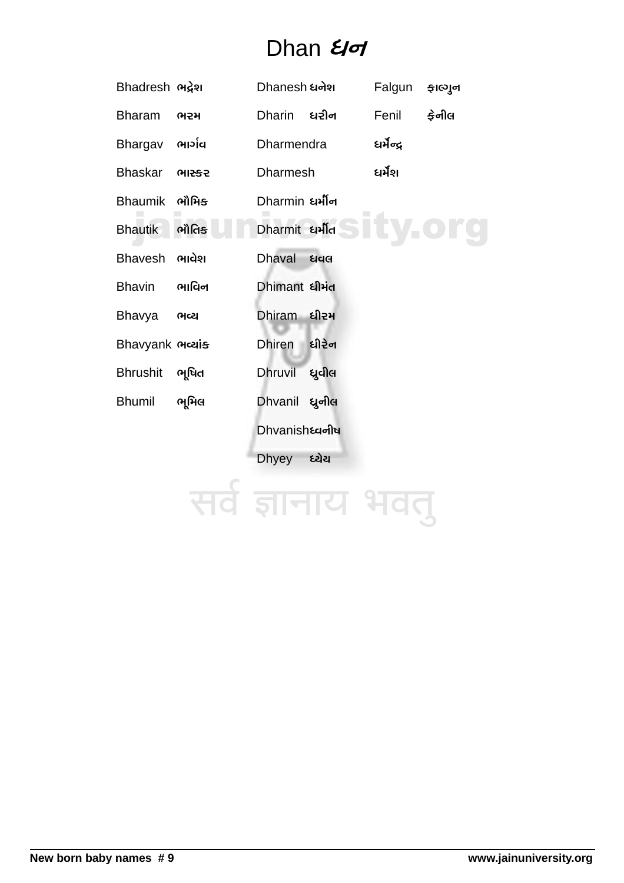# Dhan ધન

| | | | | | |
|---|---|---|---|---|---|
| Bhadresh | ભદ્રેશ | Dhanesh | ધનેશ | Falgun | ફાલ્ગુન |
| Bharam | ભરમ | Dharin | ધરીન | Fenil | ફેનીલ |
| Bhargav | ભાર્ગવ | Dharmendra | ધર્મેન્દ્ર | | |
| Bhaskar | ભાસ્કર | Dharmesh | ધર્મેશ | | |
| Bhaumik | ભૌમિક | Dharmin | ધર્મીન | | |
| Bhautik | ભૌતિક | Dharmit | ધર્મીત | | |
| Bhavesh | ભાવેશ | Dhaval | ધવલ | | |
| Bhavin | ભાવિન | Dhimant | ધીમંત | | |
| Bhavya | ભવ્ય | Dhiram | ધીરમ | | |
| Bhavyank | ભવ્યાંક | Dhiren | ધીરેન | | |
| Bhrushit | ભૂષિત | Dhruvil | ધ્રુવીલ | | |
| Bhumil | ભૂમિલ | Dhvanil | ધ્વનીલ | | |
| | | Dhvanish | ધ્વનીષ | | |
| | | Dhyey | ધ્યેય | | |

सर्व ज्ञानाय भवतु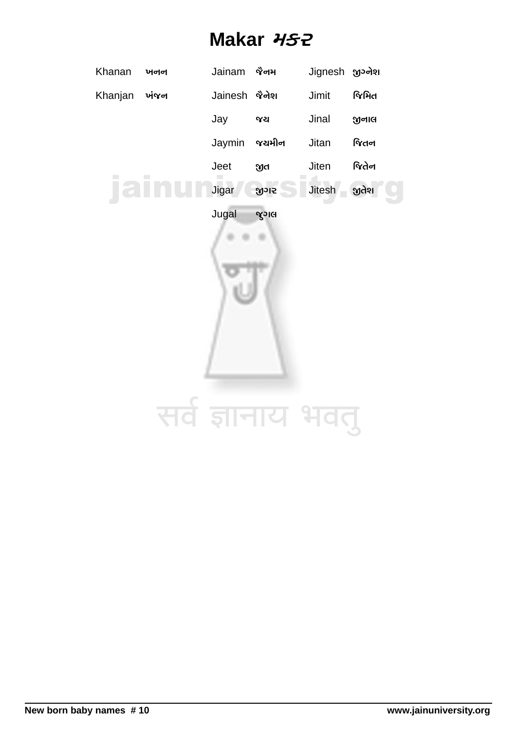# Makar મકર

| | | | | | |
|---|---|---|---|---|---|
| Khanan | ખનન | Jainam | જૈનમ | Jignesh | જીગ્નેશ |
| Khanjan | ખંજન | Jainesh | જૈનેશ | Jimit | જિમિત |
| | | Jay | જય | Jinal | જીનાલ |
| | | Jaymin | જયમીન | Jitan | જિતન |
| | | Jeet | જીત | Jiten | જિતેન |
| | | Jigar | જીગર | Jitesh | જીતેશ |
| | | Jugal | જુગલ | | |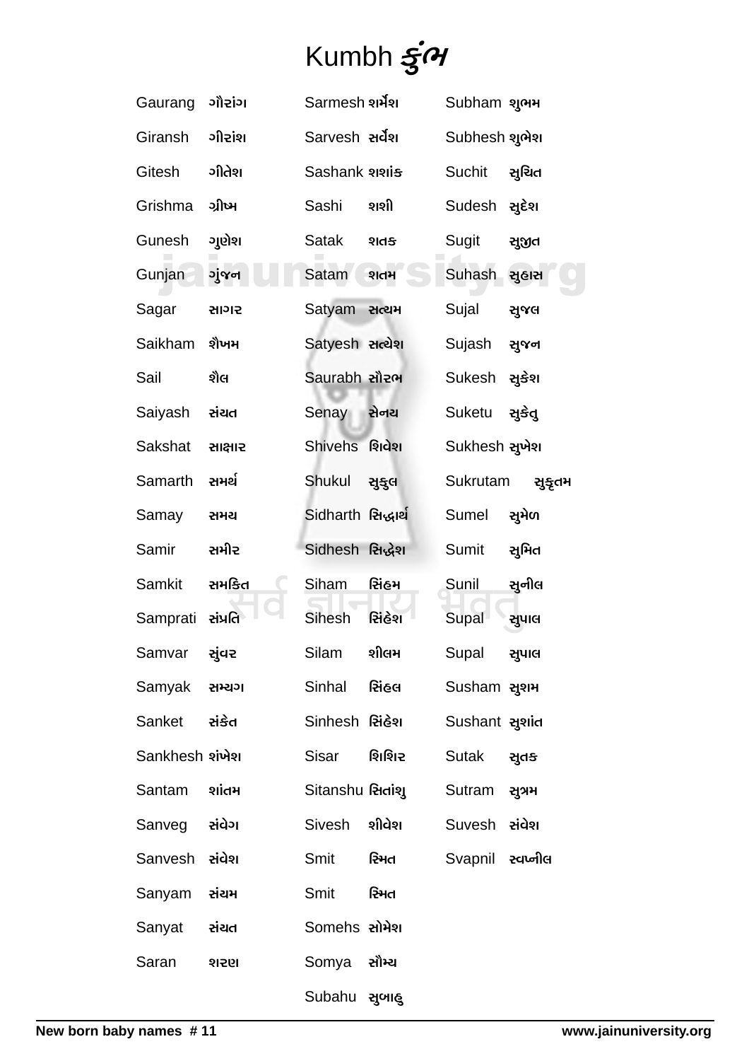# Kumbh કુંભ

| | | | | | |
|---|---|---|---|---|---|
| Gaurang | ગૌરાંગ | Sarmesh | શર્મેશ | Subham | શુભમ |
| Giransh | ગીરાંશ | Sarvesh | સર્વેશ | Subhesh | શુભેશ |
| Gitesh | ગીતેશ | Sashank | શશાંક | Suchit | સુચિત |
| Grishma | ગ્રીષ્મ | Sashi | શશી | Sudesh | સુદેશ |
| Gunesh | ગુણેશ | Satak | શતક | Sugit | સુજીત |
| Gunjan | ગુંજન | Satam | શતમ | Suhash | સુહાસ |
| Sagar | સાગર | Satyam | સત્યમ | Sujal | સુજલ |
| Saikham | શૈખમ | Satyesh | સત્યેશ | Sujash | સુજન |
| Sail | શૈલ | Saurabh | સૌરભ | Sukesh | સુકેશ |
| Saiyash | સંયત | Senay | સેનય | Suketu | સુકેતુ |
| Sakshat | સાક્ષાર | Shivehs | શિવેશ | Sukhesh | સુખેશ |
| Samarth | સમર્થ | Shukul | સુકુલ | Sukrutam | સુકૃતમ |
| Samay | સમય | Sidharth | સિદ્ધાર્થ | Sumel | સુમેળ |
| Samir | સમીર | Sidhesh | સિદ્ધેશ | Sumit | સુમિત |
| Samkit | સમકિત | Siham | સિંહમ | Sunil | સુનીલ |
| Samprati | સંપ્રતિ | Sihesh | સિંહેશ | Supal | સુપાલ |
| Samvar | સુંવર | Silam | શીલમ | Supal | સુપાલ |
| Samyak | સમ્યગ | Sinhal | સિંહલ | Susham | સુશમ |
| Sanket | સંકેત | Sinhesh | સિંહેશ | Sushant | સુશાંત |
| Sankhesh | શંખેશ | Sisar | શિશિર | Sutak | સુતક |
| Santam | શાંતમ | Sitanshu | સિતાંશુ | Sutram | સુત્રમ |
| Sanveg | સંવેગ | Sivesh | શીવેશ | Suvesh | સંવેશ |
| Sanvesh | સંવેશ | Smit | સ્મિત | Svapnil | સ્વપ્નીલ |
| Sanyam | સંયમ | Smit | સ્મિત | | |
| Sanyat | સંયત | Somehs | સોમેશ | | |
| Saran | શરણ | Somya | સૌમ્ય | | |
| | | Subahu | સુબાહુ | | |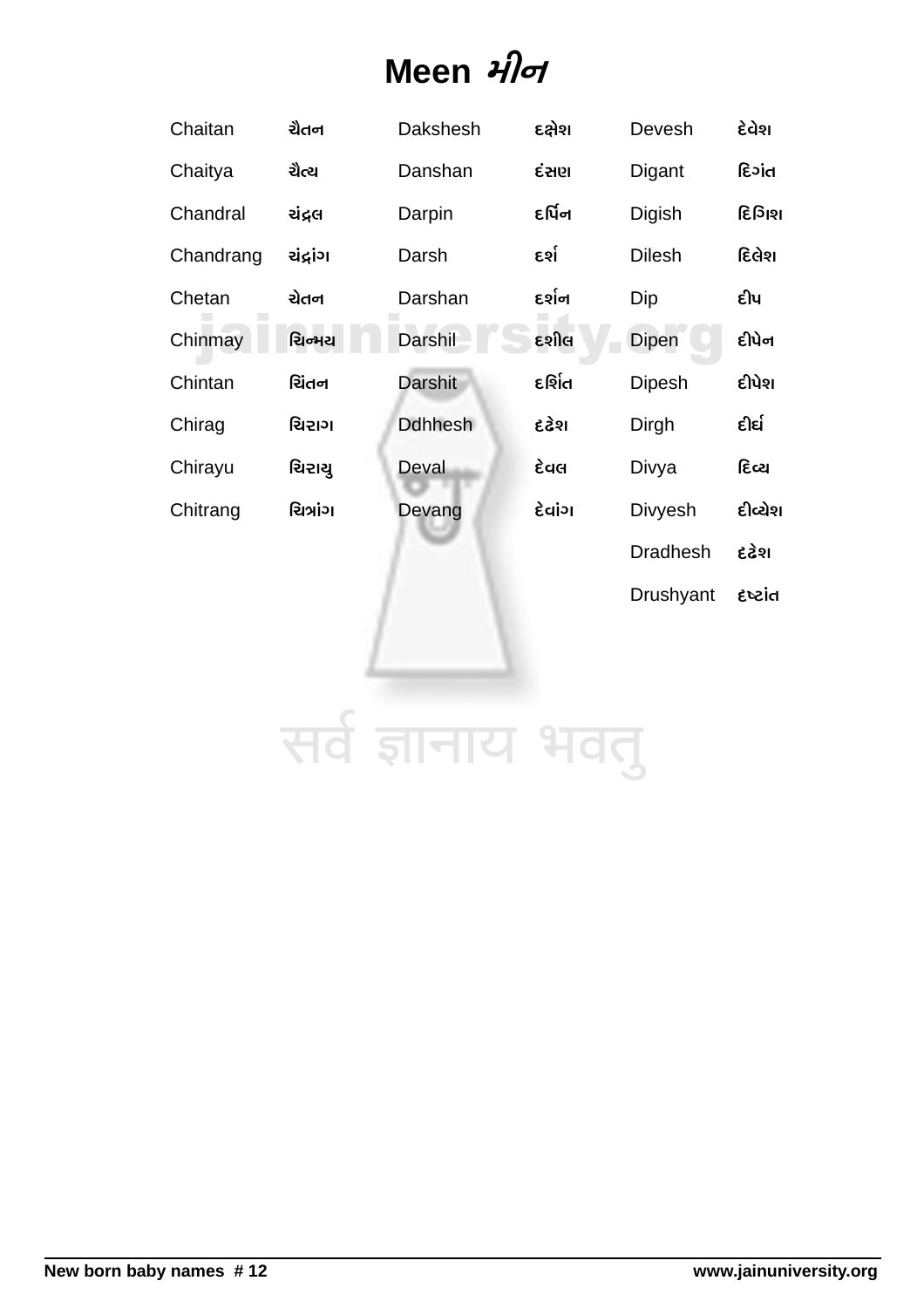# Meen મીન

| | | | | | |
|---|---|---|---|---|---|
| Chaitan | ચૈતન | Dakshesh | દક્ષેશ | Devesh | દેવેશ |
| Chaitya | ચૈત્ય | Danshan | દંસણ | Digant | દિગંત |
| Chandral | ચંદ્રલ | Darpin | દર્પિન | Digish | દિગિશ |
| Chandrang | ચંદ્રાંગ | Darsh | દર્શ | Dilesh | દિલેશ |
| Chetan | ચેતન | Darshan | દર્શન | Dip | દીપ |
| Chinmay | ચિન્મય | Darshil | દશીલ | Dipen | દીપેન |
| Chintan | ચિંતન | Darshit | દર્શિત | Dipesh | દીપેશ |
| Chirag | ચિરાગ | Ddhhesh | દઢેશ | Dirgh | દીર્ઘ |
| Chirayu | ચિરાયુ | Deval | દેવલ | Divya | દિવ્ય |
| Chitrang | ચિત્રાંગ | Devang | દેવાંગ | Divyesh | દીવ્યેશ |
| | | | | Dradhesh | દઢેશ |
| | | | | Drushyant | દષ્ટાંત |

सर्व ज्ञानाय भवतु